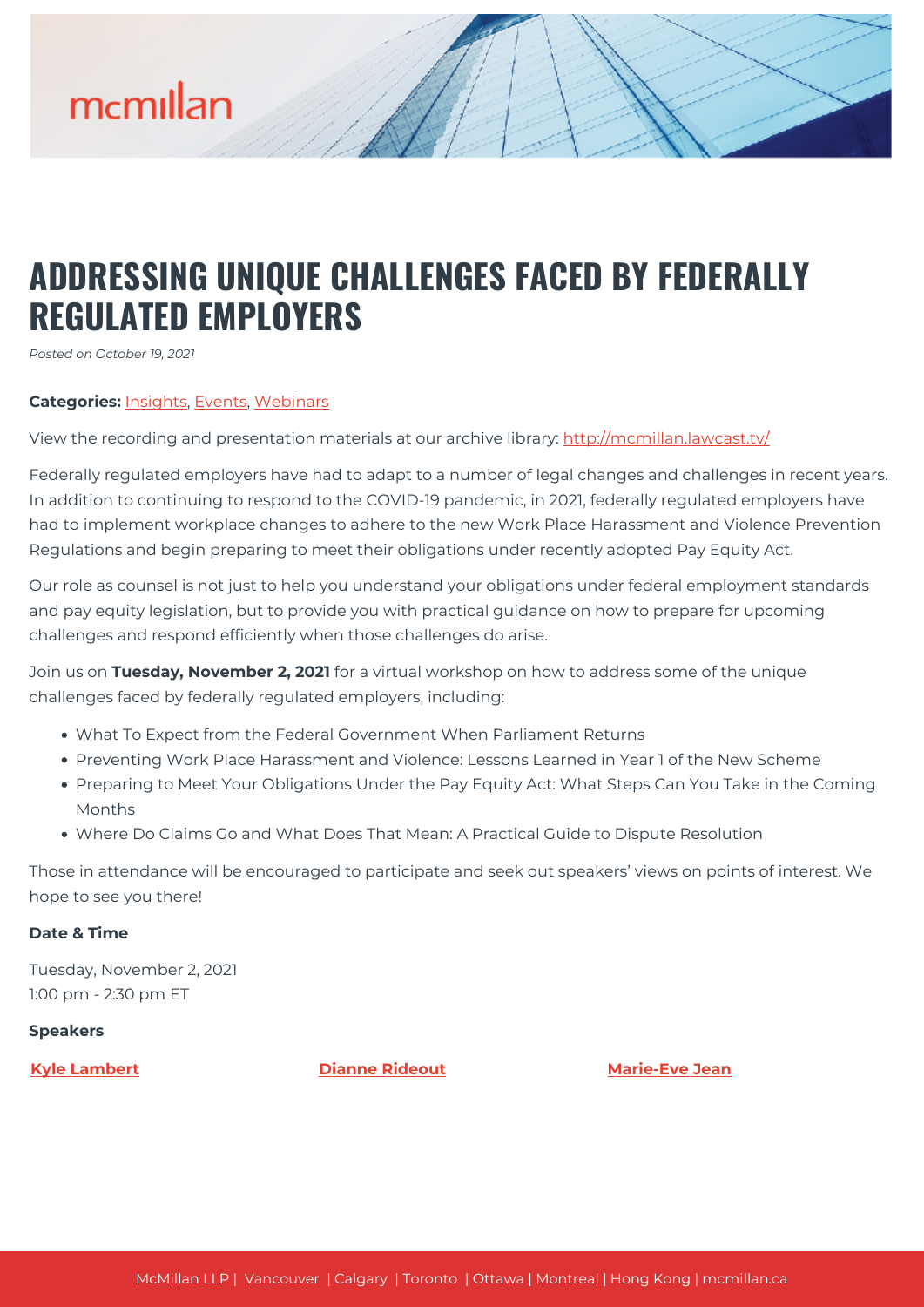# ADDRESSING UNIQUE CHALLENGES FACED BY FEDERALLY REGULATED EMPLOYERS

*Posted on October 19, 2021*

**Categories:** Insights, Events, Webinars

View the recording and presentation materials at our archive library: http://mcmillan.lawcast.tv/

Federally regulated employers have had to adapt to a number of legal changes and challenges in recent years. In addition to continuing to respond to the COVID-19 pandemic, in 2021, federally regulated employers have had to implement workplace changes to adhere to the new Work Place Harassment and Violence Prevention Regulations and begin preparing to meet their obligations under recently adopted Pay Equity Act.

Our role as counsel is not just to help you understand your obligations under federal employment standards and pay equity legislation, but to provide you with practical guidance on how to prepare for upcoming challenges and respond efficiently when those challenges do arise.

Join us on **Tuesday, November 2, 2021** for a virtual workshop on how to address some of the unique challenges faced by federally regulated employers, including:

- What To Expect from the Federal Government When Parliament Returns
- Preventing Work Place Harassment and Violence: Lessons Learned in Year 1 of the New Scheme
- Preparing to Meet Your Obligations Under the Pay Equity Act: What Steps Can You Take in the Coming Months
- Where Do Claims Go and What Does That Mean: A Practical Guide to Dispute Resolution

Those in attendance will be encouraged to participate and seek out speakers' views on points of interest. We hope to see you there!

**Date & Time**

Tuesday, November 2, 2021
1:00 pm - 2:30 pm ET

**Speakers**

**Kyle Lambert** **Dianne Rideout** **Marie-Eve Jean**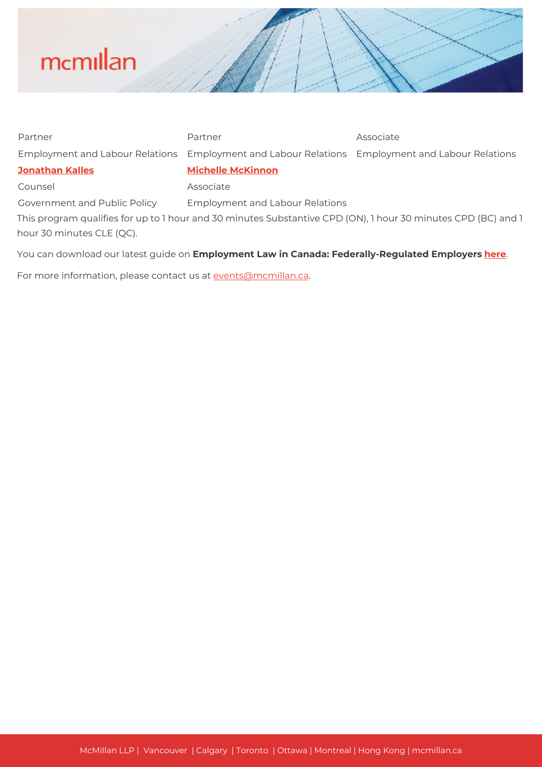| | | |
|---|---|---|
| Partner | Partner | Associate |
| Employment and Labour Relations | Employment and Labour Relations | Employment and Labour Relations |
| **Jonathan Kalles** | **Michelle McKinnon** | |
| Counsel | Associate | |
| Government and Public Policy | Employment and Labour Relations | |

This program qualifies for up to 1 hour and 30 minutes Substantive CPD (ON), 1 hour 30 minutes CPD (BC) and 1 hour 30 minutes CLE (QC).

You can download our latest guide on **Employment Law in Canada: Federally-Regulated Employers** **here**.

For more information, please contact us at events@mcmillan.ca.